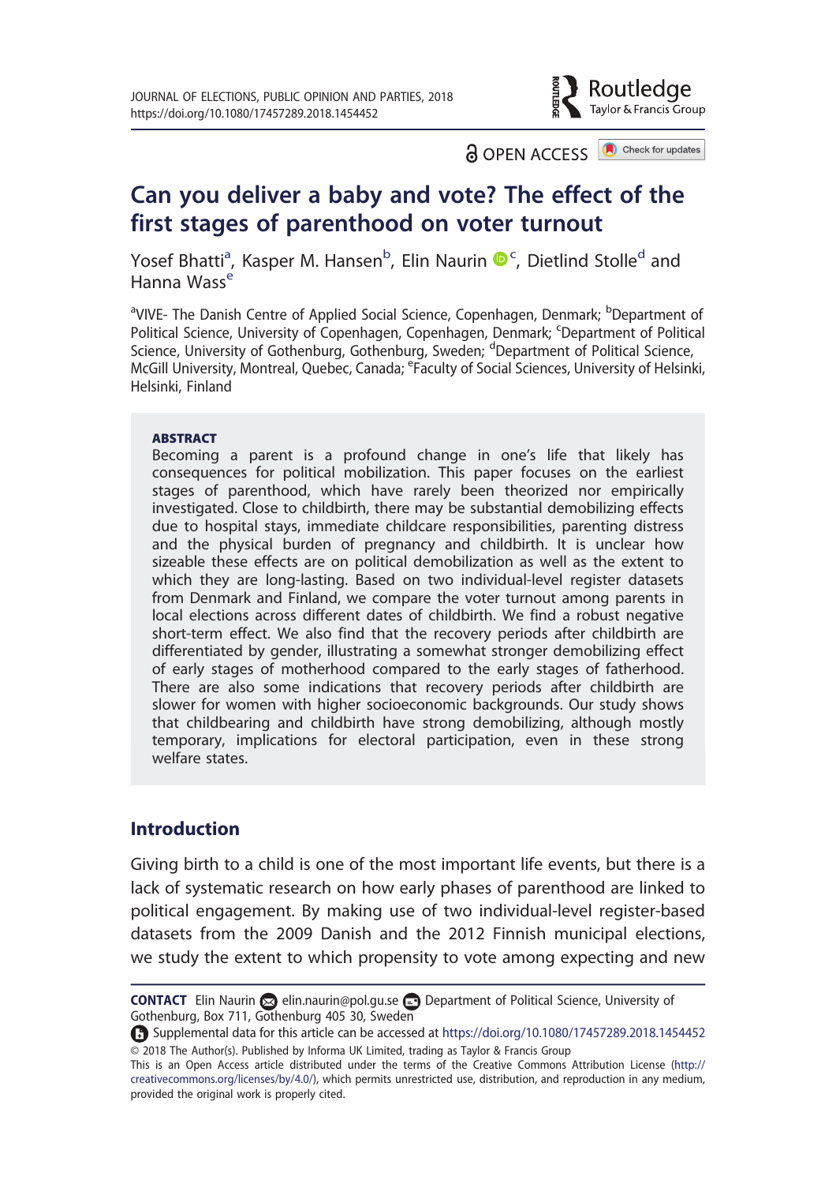# Can you deliver a baby and vote? The effect of the first stages of parenthood on voter turnout

Yosef Bhatti[a], Kasper M. Hansen[b], Elin Naurin[c], Dietlind Stolle[d] and Hanna Wass[e]

[a]VIVE- The Danish Centre of Applied Social Science, Copenhagen, Denmark; [b]Department of Political Science, University of Copenhagen, Copenhagen, Denmark; [c]Department of Political Science, University of Gothenburg, Gothenburg, Sweden; [d]Department of Political Science, McGill University, Montreal, Quebec, Canada; [e]Faculty of Social Sciences, University of Helsinki, Helsinki, Finland

**ABSTRACT**

Becoming a parent is a profound change in one's life that likely has consequences for political mobilization. This paper focuses on the earliest stages of parenthood, which have rarely been theorized nor empirically investigated. Close to childbirth, there may be substantial demobilizing effects due to hospital stays, immediate childcare responsibilities, parenting distress and the physical burden of pregnancy and childbirth. It is unclear how sizeable these effects are on political demobilization as well as the extent to which they are long-lasting. Based on two individual-level register datasets from Denmark and Finland, we compare the voter turnout among parents in local elections across different dates of childbirth. We find a robust negative short-term effect. We also find that the recovery periods after childbirth are differentiated by gender, illustrating a somewhat stronger demobilizing effect of early stages of motherhood compared to the early stages of fatherhood. There are also some indications that recovery periods after childbirth are slower for women with higher socioeconomic backgrounds. Our study shows that childbearing and childbirth have strong demobilizing, although mostly temporary, implications for electoral participation, even in these strong welfare states.

## Introduction

Giving birth to a child is one of the most important life events, but there is a lack of systematic research on how early phases of parenthood are linked to political engagement. By making use of two individual-level register-based datasets from the 2009 Danish and the 2012 Finnish municipal elections, we study the extent to which propensity to vote among expecting and new

**CONTACT** Elin Naurin elin.naurin@pol.gu.se Department of Political Science, University of Gothenburg, Box 711, Gothenburg 405 30, Sweden

Supplemental data for this article can be accessed at https://doi.org/10.1080/17457289.2018.1454452

© 2018 The Author(s). Published by Informa UK Limited, trading as Taylor & Francis Group

This is an Open Access article distributed under the terms of the Creative Commons Attribution License (http://creativecommons.org/licenses/by/4.0/), which permits unrestricted use, distribution, and reproduction in any medium, provided the original work is properly cited.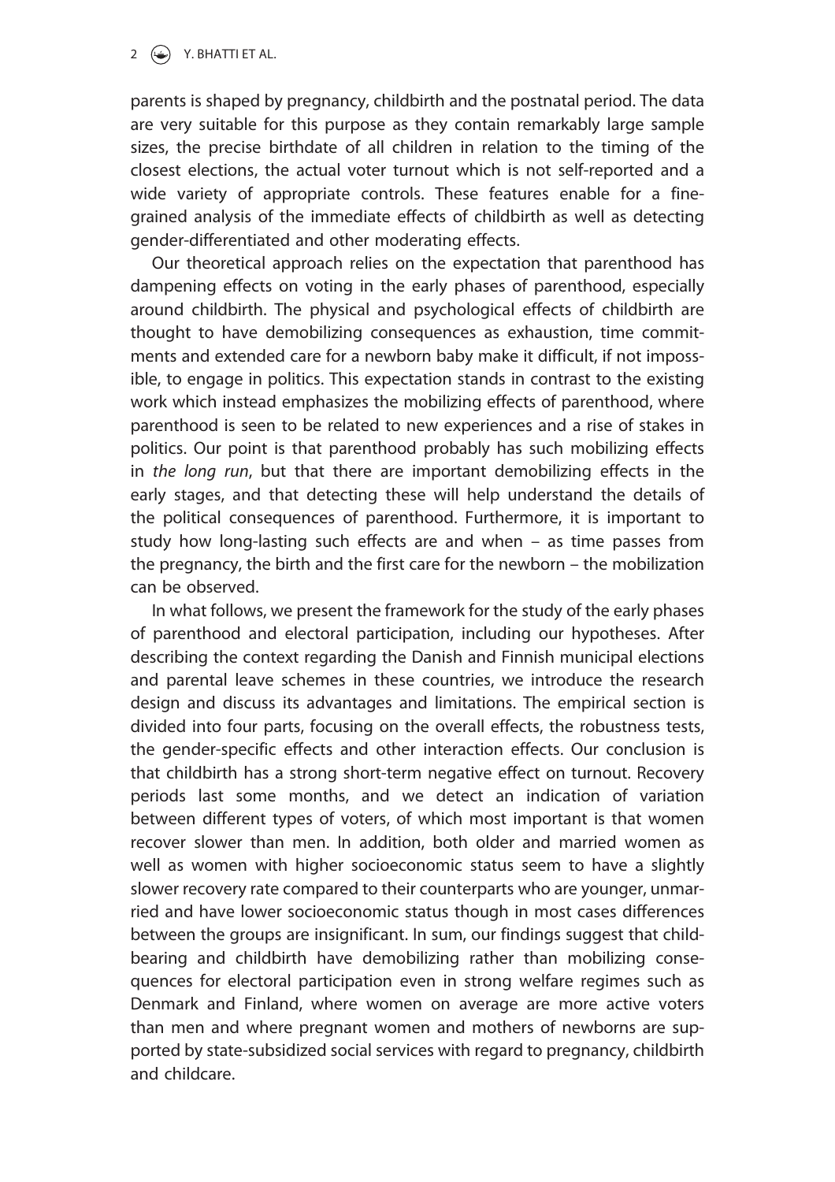parents is shaped by pregnancy, childbirth and the postnatal period. The data are very suitable for this purpose as they contain remarkably large sample sizes, the precise birthdate of all children in relation to the timing of the closest elections, the actual voter turnout which is not self-reported and a wide variety of appropriate controls. These features enable for a fine-grained analysis of the immediate effects of childbirth as well as detecting gender-differentiated and other moderating effects.

Our theoretical approach relies on the expectation that parenthood has dampening effects on voting in the early phases of parenthood, especially around childbirth. The physical and psychological effects of childbirth are thought to have demobilizing consequences as exhaustion, time commitments and extended care for a newborn baby make it difficult, if not impossible, to engage in politics. This expectation stands in contrast to the existing work which instead emphasizes the mobilizing effects of parenthood, where parenthood is seen to be related to new experiences and a rise of stakes in politics. Our point is that parenthood probably has such mobilizing effects in *the long run*, but that there are important demobilizing effects in the early stages, and that detecting these will help understand the details of the political consequences of parenthood. Furthermore, it is important to study how long-lasting such effects are and when – as time passes from the pregnancy, the birth and the first care for the newborn – the mobilization can be observed.

In what follows, we present the framework for the study of the early phases of parenthood and electoral participation, including our hypotheses. After describing the context regarding the Danish and Finnish municipal elections and parental leave schemes in these countries, we introduce the research design and discuss its advantages and limitations. The empirical section is divided into four parts, focusing on the overall effects, the robustness tests, the gender-specific effects and other interaction effects. Our conclusion is that childbirth has a strong short-term negative effect on turnout. Recovery periods last some months, and we detect an indication of variation between different types of voters, of which most important is that women recover slower than men. In addition, both older and married women as well as women with higher socioeconomic status seem to have a slightly slower recovery rate compared to their counterparts who are younger, unmarried and have lower socioeconomic status though in most cases differences between the groups are insignificant. In sum, our findings suggest that childbearing and childbirth have demobilizing rather than mobilizing consequences for electoral participation even in strong welfare regimes such as Denmark and Finland, where women on average are more active voters than men and where pregnant women and mothers of newborns are supported by state-subsidized social services with regard to pregnancy, childbirth and childcare.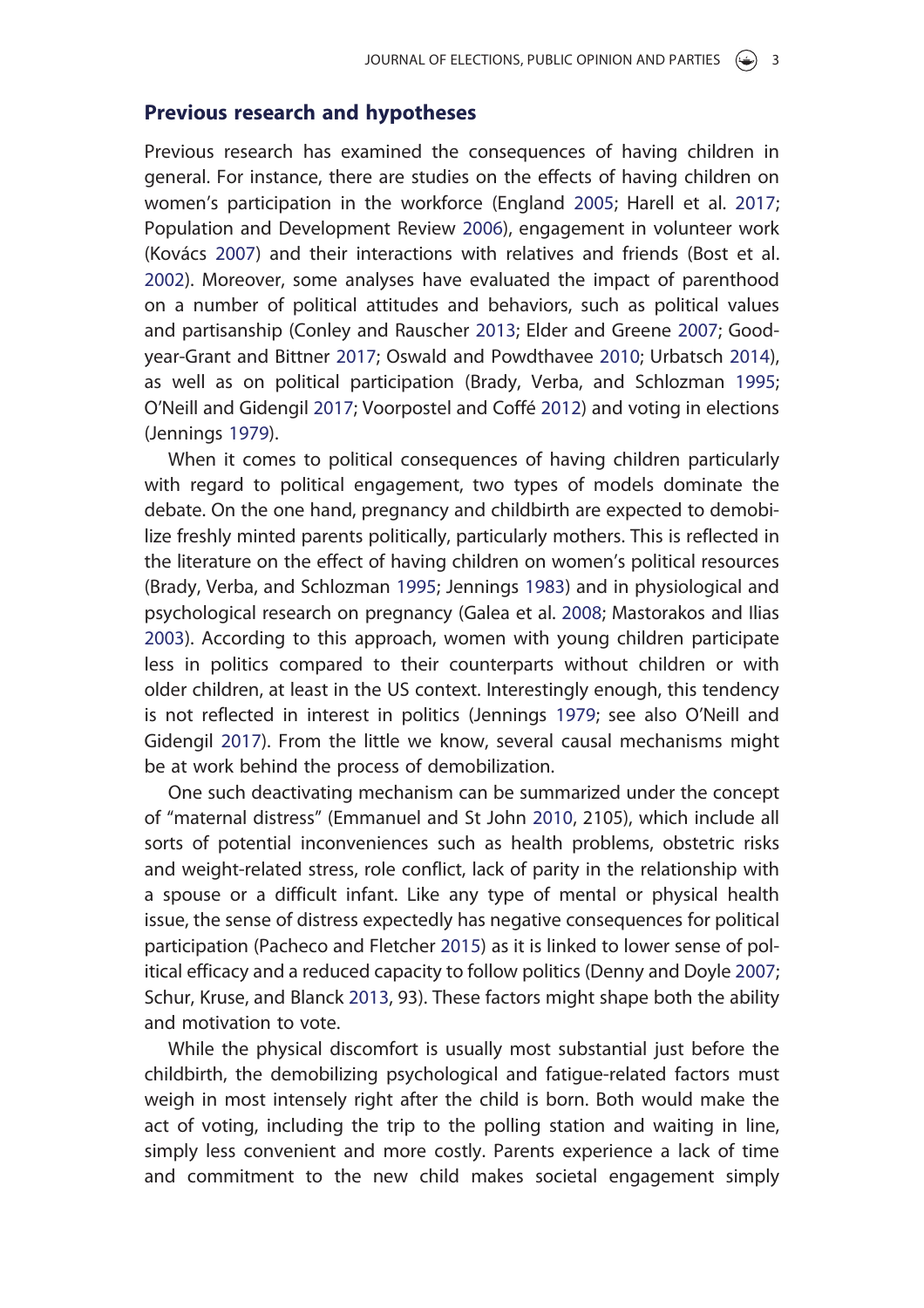## Previous research and hypotheses

Previous research has examined the consequences of having children in general. For instance, there are studies on the effects of having children on women's participation in the workforce (England 2005; Harell et al. 2017; Population and Development Review 2006), engagement in volunteer work (Kovács 2007) and their interactions with relatives and friends (Bost et al. 2002). Moreover, some analyses have evaluated the impact of parenthood on a number of political attitudes and behaviors, such as political values and partisanship (Conley and Rauscher 2013; Elder and Greene 2007; Goodyear-Grant and Bittner 2017; Oswald and Powdthavee 2010; Urbatsch 2014), as well as on political participation (Brady, Verba, and Schlozman 1995; O'Neill and Gidengil 2017; Voorpostel and Coffé 2012) and voting in elections (Jennings 1979).

When it comes to political consequences of having children particularly with regard to political engagement, two types of models dominate the debate. On the one hand, pregnancy and childbirth are expected to demobilize freshly minted parents politically, particularly mothers. This is reflected in the literature on the effect of having children on women's political resources (Brady, Verba, and Schlozman 1995; Jennings 1983) and in physiological and psychological research on pregnancy (Galea et al. 2008; Mastorakos and Ilias 2003). According to this approach, women with young children participate less in politics compared to their counterparts without children or with older children, at least in the US context. Interestingly enough, this tendency is not reflected in interest in politics (Jennings 1979; see also O'Neill and Gidengil 2017). From the little we know, several causal mechanisms might be at work behind the process of demobilization.

One such deactivating mechanism can be summarized under the concept of "maternal distress" (Emmanuel and St John 2010, 2105), which include all sorts of potential inconveniences such as health problems, obstetric risks and weight-related stress, role conflict, lack of parity in the relationship with a spouse or a difficult infant. Like any type of mental or physical health issue, the sense of distress expectedly has negative consequences for political participation (Pacheco and Fletcher 2015) as it is linked to lower sense of political efficacy and a reduced capacity to follow politics (Denny and Doyle 2007; Schur, Kruse, and Blanck 2013, 93). These factors might shape both the ability and motivation to vote.

While the physical discomfort is usually most substantial just before the childbirth, the demobilizing psychological and fatigue-related factors must weigh in most intensely right after the child is born. Both would make the act of voting, including the trip to the polling station and waiting in line, simply less convenient and more costly. Parents experience a lack of time and commitment to the new child makes societal engagement simply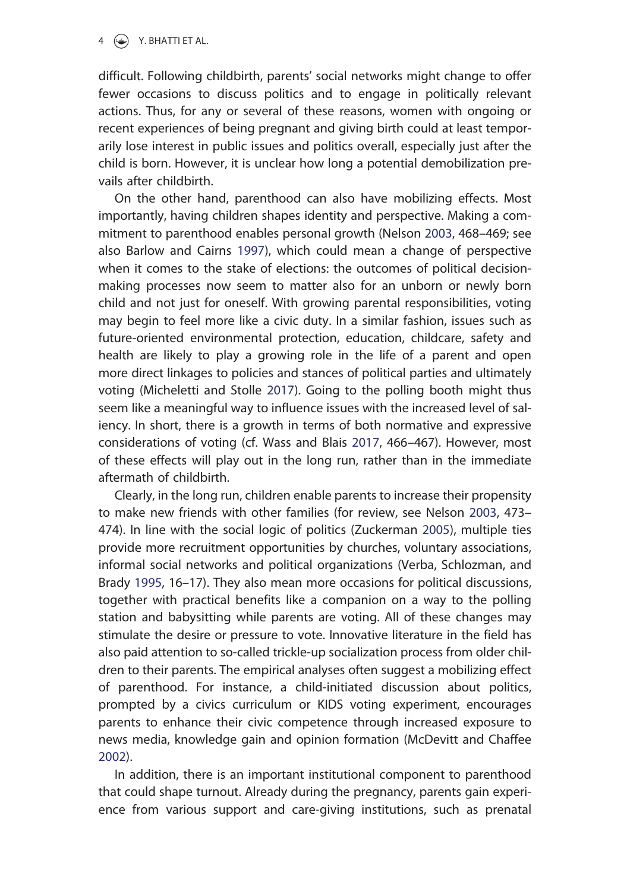difficult. Following childbirth, parents' social networks might change to offer fewer occasions to discuss politics and to engage in politically relevant actions. Thus, for any or several of these reasons, women with ongoing or recent experiences of being pregnant and giving birth could at least temporarily lose interest in public issues and politics overall, especially just after the child is born. However, it is unclear how long a potential demobilization prevails after childbirth.

On the other hand, parenthood can also have mobilizing effects. Most importantly, having children shapes identity and perspective. Making a commitment to parenthood enables personal growth (Nelson 2003, 468–469; see also Barlow and Cairns 1997), which could mean a change of perspective when it comes to the stake of elections: the outcomes of political decision-making processes now seem to matter also for an unborn or newly born child and not just for oneself. With growing parental responsibilities, voting may begin to feel more like a civic duty. In a similar fashion, issues such as future-oriented environmental protection, education, childcare, safety and health are likely to play a growing role in the life of a parent and open more direct linkages to policies and stances of political parties and ultimately voting (Micheletti and Stolle 2017). Going to the polling booth might thus seem like a meaningful way to influence issues with the increased level of saliency. In short, there is a growth in terms of both normative and expressive considerations of voting (cf. Wass and Blais 2017, 466–467). However, most of these effects will play out in the long run, rather than in the immediate aftermath of childbirth.

Clearly, in the long run, children enable parents to increase their propensity to make new friends with other families (for review, see Nelson 2003, 473–474). In line with the social logic of politics (Zuckerman 2005), multiple ties provide more recruitment opportunities by churches, voluntary associations, informal social networks and political organizations (Verba, Schlozman, and Brady 1995, 16–17). They also mean more occasions for political discussions, together with practical benefits like a companion on a way to the polling station and babysitting while parents are voting. All of these changes may stimulate the desire or pressure to vote. Innovative literature in the field has also paid attention to so-called trickle-up socialization process from older children to their parents. The empirical analyses often suggest a mobilizing effect of parenthood. For instance, a child-initiated discussion about politics, prompted by a civics curriculum or KIDS voting experiment, encourages parents to enhance their civic competence through increased exposure to news media, knowledge gain and opinion formation (McDevitt and Chaffee 2002).

In addition, there is an important institutional component to parenthood that could shape turnout. Already during the pregnancy, parents gain experience from various support and care-giving institutions, such as prenatal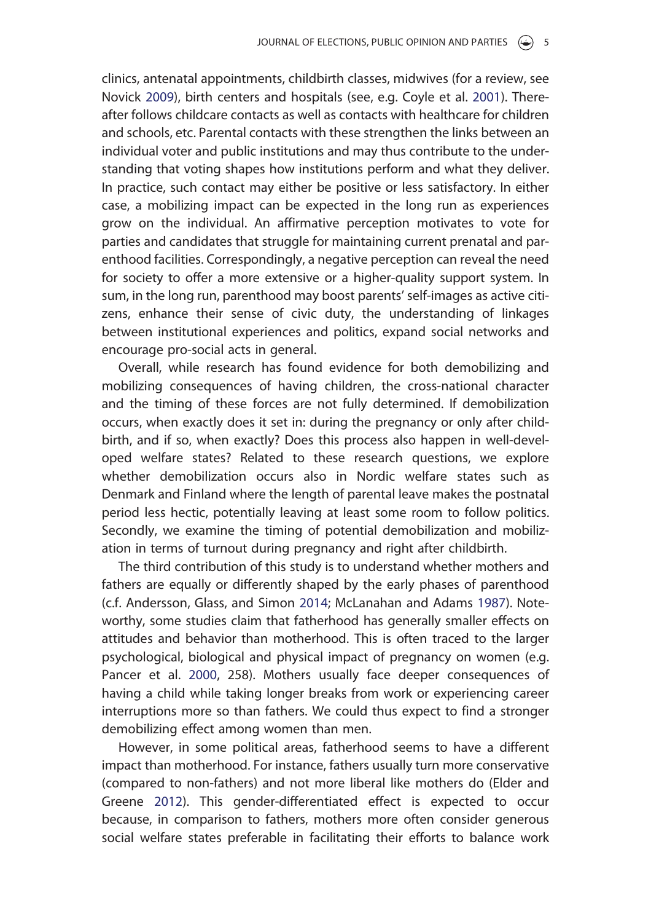clinics, antenatal appointments, childbirth classes, midwives (for a review, see Novick 2009), birth centers and hospitals (see, e.g. Coyle et al. 2001). Thereafter follows childcare contacts as well as contacts with healthcare for children and schools, etc. Parental contacts with these strengthen the links between an individual voter and public institutions and may thus contribute to the understanding that voting shapes how institutions perform and what they deliver. In practice, such contact may either be positive or less satisfactory. In either case, a mobilizing impact can be expected in the long run as experiences grow on the individual. An affirmative perception motivates to vote for parties and candidates that struggle for maintaining current prenatal and parenthood facilities. Correspondingly, a negative perception can reveal the need for society to offer a more extensive or a higher-quality support system. In sum, in the long run, parenthood may boost parents' self-images as active citizens, enhance their sense of civic duty, the understanding of linkages between institutional experiences and politics, expand social networks and encourage pro-social acts in general.

Overall, while research has found evidence for both demobilizing and mobilizing consequences of having children, the cross-national character and the timing of these forces are not fully determined. If demobilization occurs, when exactly does it set in: during the pregnancy or only after childbirth, and if so, when exactly? Does this process also happen in well-developed welfare states? Related to these research questions, we explore whether demobilization occurs also in Nordic welfare states such as Denmark and Finland where the length of parental leave makes the postnatal period less hectic, potentially leaving at least some room to follow politics. Secondly, we examine the timing of potential demobilization and mobilization in terms of turnout during pregnancy and right after childbirth.

The third contribution of this study is to understand whether mothers and fathers are equally or differently shaped by the early phases of parenthood (c.f. Andersson, Glass, and Simon 2014; McLanahan and Adams 1987). Noteworthy, some studies claim that fatherhood has generally smaller effects on attitudes and behavior than motherhood. This is often traced to the larger psychological, biological and physical impact of pregnancy on women (e.g. Pancer et al. 2000, 258). Mothers usually face deeper consequences of having a child while taking longer breaks from work or experiencing career interruptions more so than fathers. We could thus expect to find a stronger demobilizing effect among women than men.

However, in some political areas, fatherhood seems to have a different impact than motherhood. For instance, fathers usually turn more conservative (compared to non-fathers) and not more liberal like mothers do (Elder and Greene 2012). This gender-differentiated effect is expected to occur because, in comparison to fathers, mothers more often consider generous social welfare states preferable in facilitating their efforts to balance work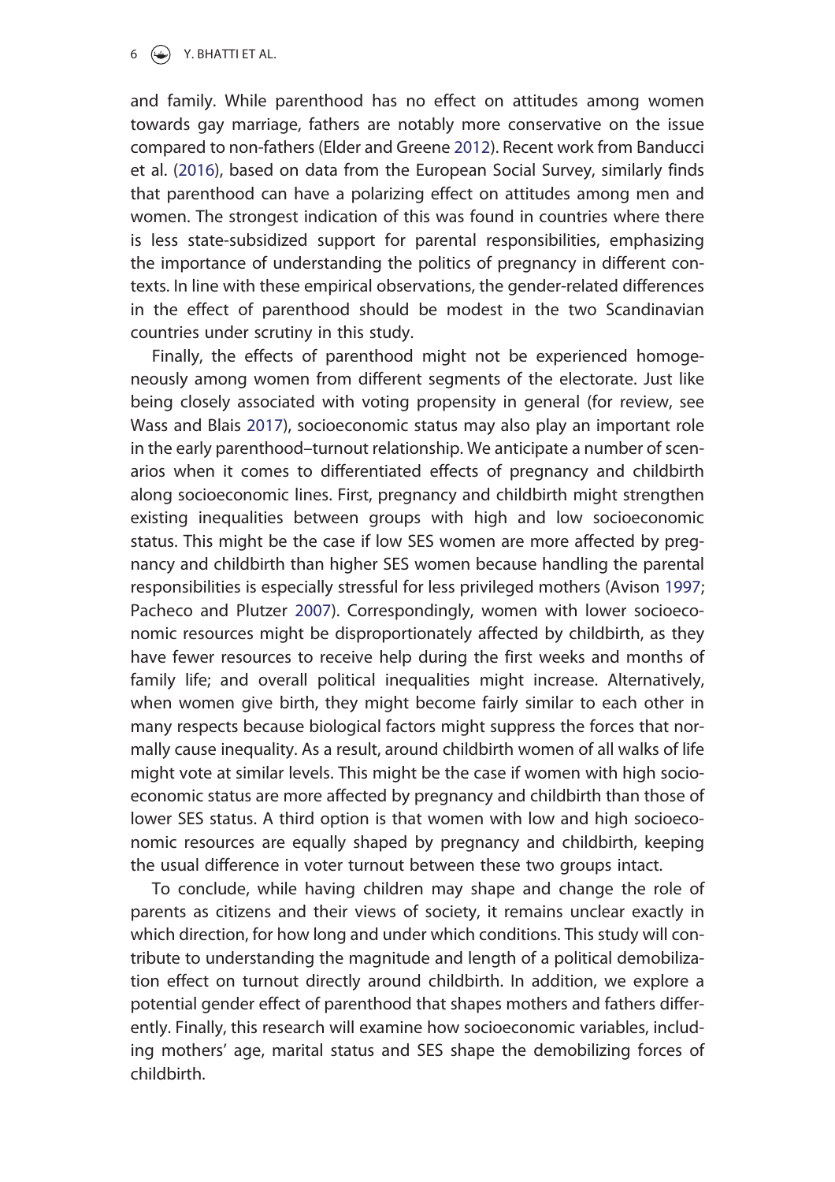and family. While parenthood has no effect on attitudes among women towards gay marriage, fathers are notably more conservative on the issue compared to non-fathers (Elder and Greene 2012). Recent work from Banducci et al. (2016), based on data from the European Social Survey, similarly finds that parenthood can have a polarizing effect on attitudes among men and women. The strongest indication of this was found in countries where there is less state-subsidized support for parental responsibilities, emphasizing the importance of understanding the politics of pregnancy in different contexts. In line with these empirical observations, the gender-related differences in the effect of parenthood should be modest in the two Scandinavian countries under scrutiny in this study.

Finally, the effects of parenthood might not be experienced homogeneously among women from different segments of the electorate. Just like being closely associated with voting propensity in general (for review, see Wass and Blais 2017), socioeconomic status may also play an important role in the early parenthood–turnout relationship. We anticipate a number of scenarios when it comes to differentiated effects of pregnancy and childbirth along socioeconomic lines. First, pregnancy and childbirth might strengthen existing inequalities between groups with high and low socioeconomic status. This might be the case if low SES women are more affected by pregnancy and childbirth than higher SES women because handling the parental responsibilities is especially stressful for less privileged mothers (Avison 1997; Pacheco and Plutzer 2007). Correspondingly, women with lower socioeconomic resources might be disproportionately affected by childbirth, as they have fewer resources to receive help during the first weeks and months of family life; and overall political inequalities might increase. Alternatively, when women give birth, they might become fairly similar to each other in many respects because biological factors might suppress the forces that normally cause inequality. As a result, around childbirth women of all walks of life might vote at similar levels. This might be the case if women with high socioeconomic status are more affected by pregnancy and childbirth than those of lower SES status. A third option is that women with low and high socioeconomic resources are equally shaped by pregnancy and childbirth, keeping the usual difference in voter turnout between these two groups intact.

To conclude, while having children may shape and change the role of parents as citizens and their views of society, it remains unclear exactly in which direction, for how long and under which conditions. This study will contribute to understanding the magnitude and length of a political demobilization effect on turnout directly around childbirth. In addition, we explore a potential gender effect of parenthood that shapes mothers and fathers differently. Finally, this research will examine how socioeconomic variables, including mothers' age, marital status and SES shape the demobilizing forces of childbirth.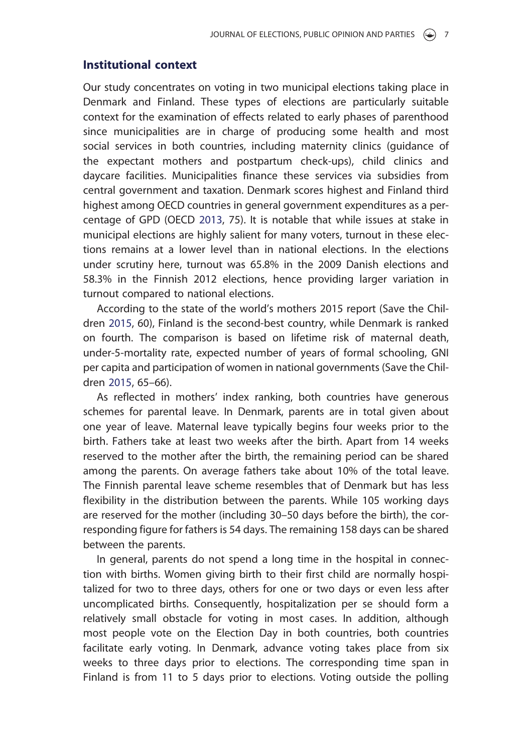## Institutional context

Our study concentrates on voting in two municipal elections taking place in Denmark and Finland. These types of elections are particularly suitable context for the examination of effects related to early phases of parenthood since municipalities are in charge of producing some health and most social services in both countries, including maternity clinics (guidance of the expectant mothers and postpartum check-ups), child clinics and daycare facilities. Municipalities finance these services via subsidies from central government and taxation. Denmark scores highest and Finland third highest among OECD countries in general government expenditures as a percentage of GPD (OECD 2013, 75). It is notable that while issues at stake in municipal elections are highly salient for many voters, turnout in these elections remains at a lower level than in national elections. In the elections under scrutiny here, turnout was 65.8% in the 2009 Danish elections and 58.3% in the Finnish 2012 elections, hence providing larger variation in turnout compared to national elections.

According to the state of the world's mothers 2015 report (Save the Children 2015, 60), Finland is the second-best country, while Denmark is ranked on fourth. The comparison is based on lifetime risk of maternal death, under-5-mortality rate, expected number of years of formal schooling, GNI per capita and participation of women in national governments (Save the Children 2015, 65–66).

As reflected in mothers' index ranking, both countries have generous schemes for parental leave. In Denmark, parents are in total given about one year of leave. Maternal leave typically begins four weeks prior to the birth. Fathers take at least two weeks after the birth. Apart from 14 weeks reserved to the mother after the birth, the remaining period can be shared among the parents. On average fathers take about 10% of the total leave. The Finnish parental leave scheme resembles that of Denmark but has less flexibility in the distribution between the parents. While 105 working days are reserved for the mother (including 30–50 days before the birth), the corresponding figure for fathers is 54 days. The remaining 158 days can be shared between the parents.

In general, parents do not spend a long time in the hospital in connection with births. Women giving birth to their first child are normally hospitalized for two to three days, others for one or two days or even less after uncomplicated births. Consequently, hospitalization per se should form a relatively small obstacle for voting in most cases. In addition, although most people vote on the Election Day in both countries, both countries facilitate early voting. In Denmark, advance voting takes place from six weeks to three days prior to elections. The corresponding time span in Finland is from 11 to 5 days prior to elections. Voting outside the polling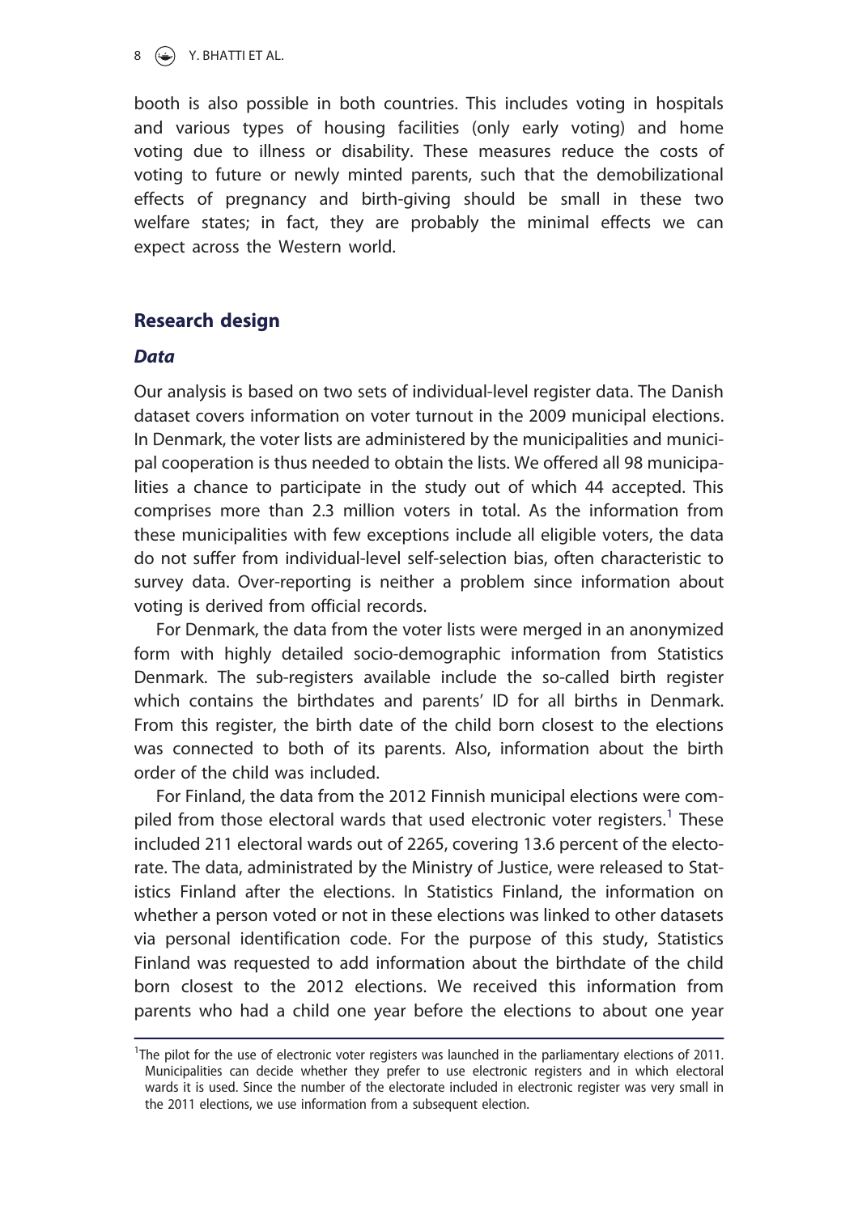booth is also possible in both countries. This includes voting in hospitals and various types of housing facilities (only early voting) and home voting due to illness or disability. These measures reduce the costs of voting to future or newly minted parents, such that the demobilizational effects of pregnancy and birth-giving should be small in these two welfare states; in fact, they are probably the minimal effects we can expect across the Western world.

## Research design

### *Data*

Our analysis is based on two sets of individual-level register data. The Danish dataset covers information on voter turnout in the 2009 municipal elections. In Denmark, the voter lists are administered by the municipalities and municipal cooperation is thus needed to obtain the lists. We offered all 98 municipalities a chance to participate in the study out of which 44 accepted. This comprises more than 2.3 million voters in total. As the information from these municipalities with few exceptions include all eligible voters, the data do not suffer from individual-level self-selection bias, often characteristic to survey data. Over-reporting is neither a problem since information about voting is derived from official records.

For Denmark, the data from the voter lists were merged in an anonymized form with highly detailed socio-demographic information from Statistics Denmark. The sub-registers available include the so-called birth register which contains the birthdates and parents' ID for all births in Denmark. From this register, the birth date of the child born closest to the elections was connected to both of its parents. Also, information about the birth order of the child was included.

For Finland, the data from the 2012 Finnish municipal elections were compiled from those electoral wards that used electronic voter registers.[1] These included 211 electoral wards out of 2265, covering 13.6 percent of the electorate. The data, administrated by the Ministry of Justice, were released to Statistics Finland after the elections. In Statistics Finland, the information on whether a person voted or not in these elections was linked to other datasets via personal identification code. For the purpose of this study, Statistics Finland was requested to add information about the birthdate of the child born closest to the 2012 elections. We received this information from parents who had a child one year before the elections to about one year

[1]The pilot for the use of electronic voter registers was launched in the parliamentary elections of 2011. Municipalities can decide whether they prefer to use electronic registers and in which electoral wards it is used. Since the number of the electorate included in electronic register was very small in the 2011 elections, we use information from a subsequent election.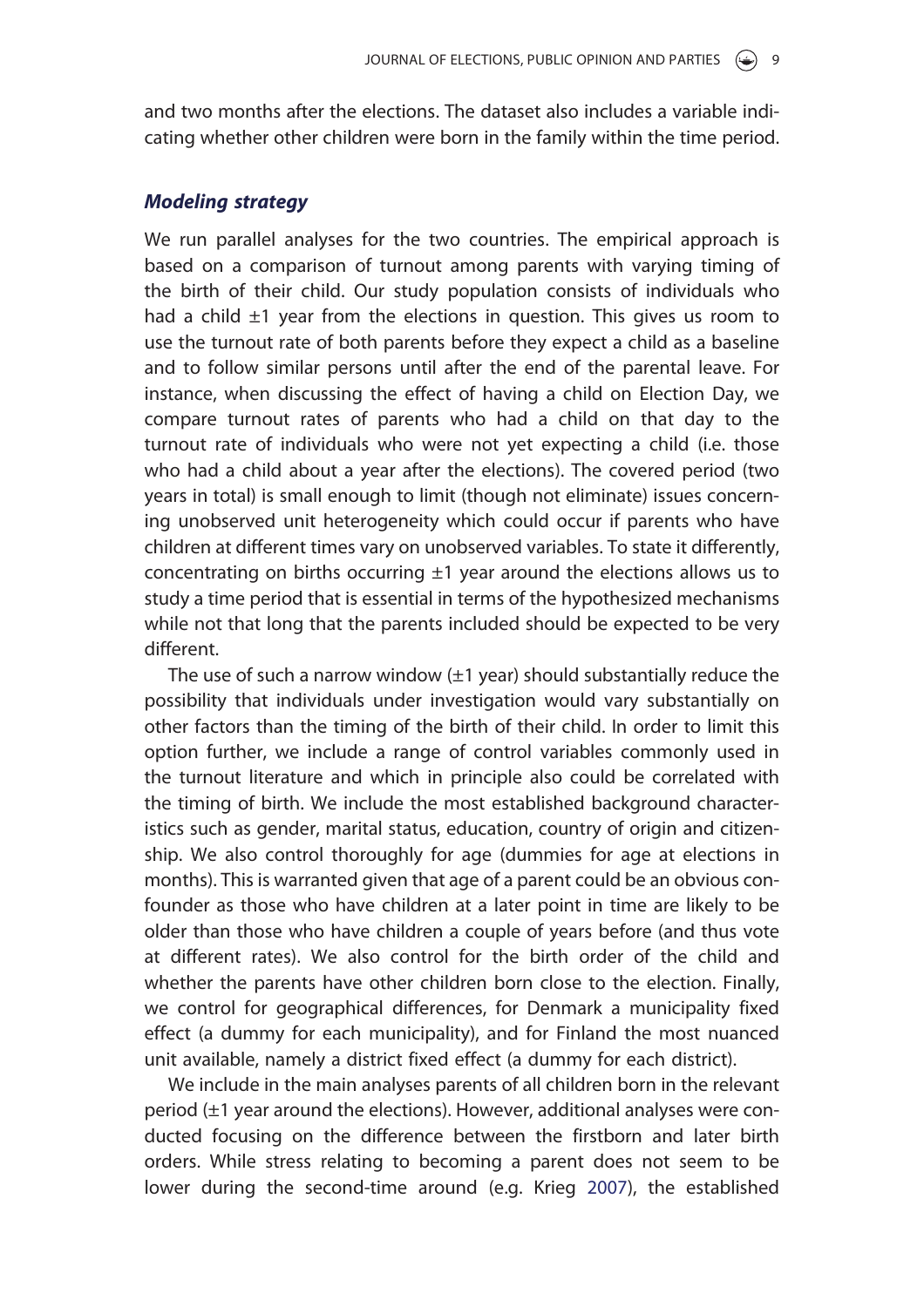and two months after the elections. The dataset also includes a variable indicating whether other children were born in the family within the time period.

### *Modeling strategy*

We run parallel analyses for the two countries. The empirical approach is based on a comparison of turnout among parents with varying timing of the birth of their child. Our study population consists of individuals who had a child ±1 year from the elections in question. This gives us room to use the turnout rate of both parents before they expect a child as a baseline and to follow similar persons until after the end of the parental leave. For instance, when discussing the effect of having a child on Election Day, we compare turnout rates of parents who had a child on that day to the turnout rate of individuals who were not yet expecting a child (i.e. those who had a child about a year after the elections). The covered period (two years in total) is small enough to limit (though not eliminate) issues concerning unobserved unit heterogeneity which could occur if parents who have children at different times vary on unobserved variables. To state it differently, concentrating on births occurring ±1 year around the elections allows us to study a time period that is essential in terms of the hypothesized mechanisms while not that long that the parents included should be expected to be very different.

The use of such a narrow window (±1 year) should substantially reduce the possibility that individuals under investigation would vary substantially on other factors than the timing of the birth of their child. In order to limit this option further, we include a range of control variables commonly used in the turnout literature and which in principle also could be correlated with the timing of birth. We include the most established background characteristics such as gender, marital status, education, country of origin and citizenship. We also control thoroughly for age (dummies for age at elections in months). This is warranted given that age of a parent could be an obvious confounder as those who have children at a later point in time are likely to be older than those who have children a couple of years before (and thus vote at different rates). We also control for the birth order of the child and whether the parents have other children born close to the election. Finally, we control for geographical differences, for Denmark a municipality fixed effect (a dummy for each municipality), and for Finland the most nuanced unit available, namely a district fixed effect (a dummy for each district).

We include in the main analyses parents of all children born in the relevant period (±1 year around the elections). However, additional analyses were conducted focusing on the difference between the firstborn and later birth orders. While stress relating to becoming a parent does not seem to be lower during the second-time around (e.g. Krieg 2007), the established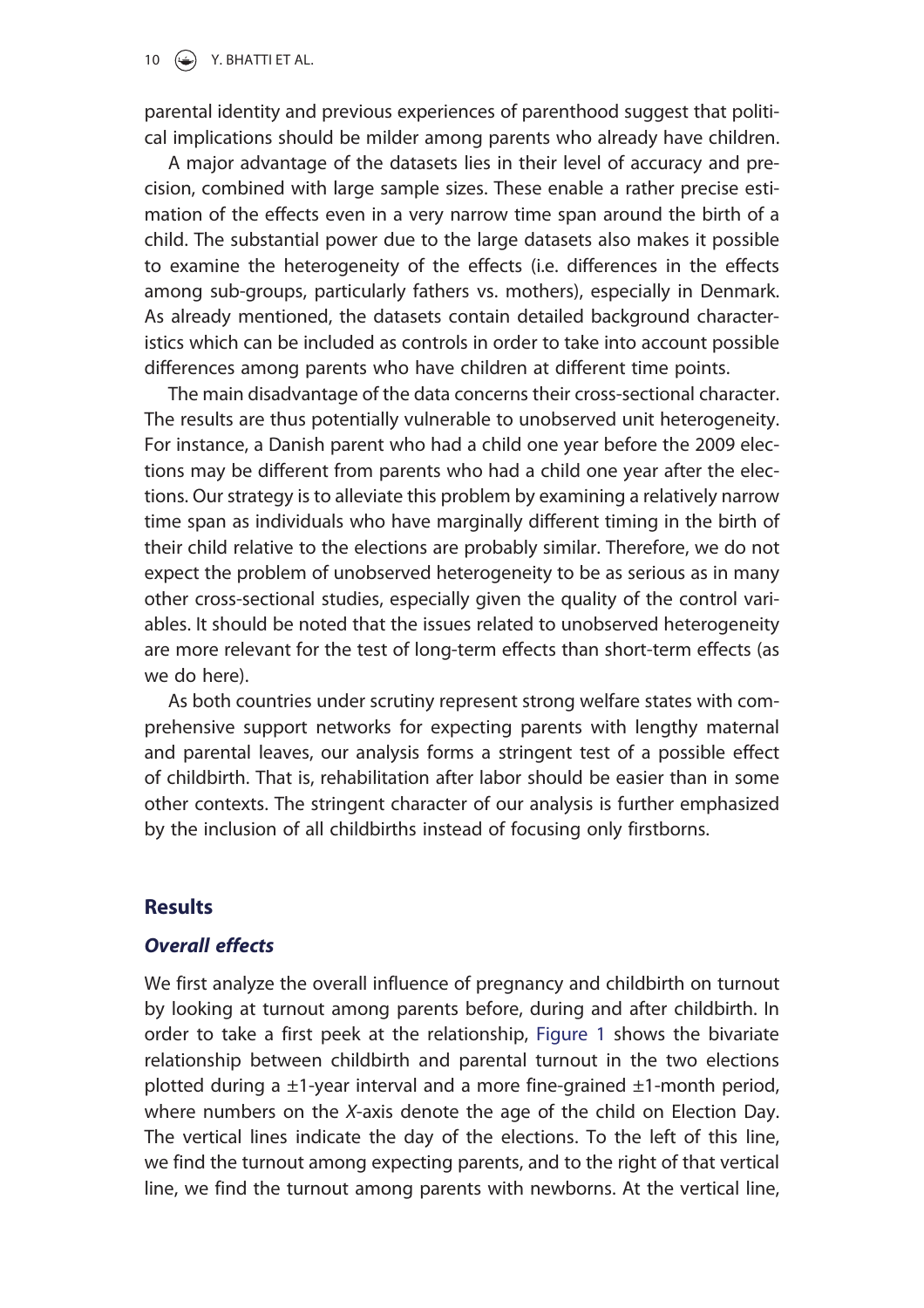parental identity and previous experiences of parenthood suggest that political implications should be milder among parents who already have children.

A major advantage of the datasets lies in their level of accuracy and precision, combined with large sample sizes. These enable a rather precise estimation of the effects even in a very narrow time span around the birth of a child. The substantial power due to the large datasets also makes it possible to examine the heterogeneity of the effects (i.e. differences in the effects among sub-groups, particularly fathers vs. mothers), especially in Denmark. As already mentioned, the datasets contain detailed background characteristics which can be included as controls in order to take into account possible differences among parents who have children at different time points.

The main disadvantage of the data concerns their cross-sectional character. The results are thus potentially vulnerable to unobserved unit heterogeneity. For instance, a Danish parent who had a child one year before the 2009 elections may be different from parents who had a child one year after the elections. Our strategy is to alleviate this problem by examining a relatively narrow time span as individuals who have marginally different timing in the birth of their child relative to the elections are probably similar. Therefore, we do not expect the problem of unobserved heterogeneity to be as serious as in many other cross-sectional studies, especially given the quality of the control variables. It should be noted that the issues related to unobserved heterogeneity are more relevant for the test of long-term effects than short-term effects (as we do here).

As both countries under scrutiny represent strong welfare states with comprehensive support networks for expecting parents with lengthy maternal and parental leaves, our analysis forms a stringent test of a possible effect of childbirth. That is, rehabilitation after labor should be easier than in some other contexts. The stringent character of our analysis is further emphasized by the inclusion of all childbirths instead of focusing only firstborns.

## Results

### *Overall effects*

We first analyze the overall influence of pregnancy and childbirth on turnout by looking at turnout among parents before, during and after childbirth. In order to take a first peek at the relationship, Figure 1 shows the bivariate relationship between childbirth and parental turnout in the two elections plotted during a ±1-year interval and a more fine-grained ±1-month period, where numbers on the *X*-axis denote the age of the child on Election Day. The vertical lines indicate the day of the elections. To the left of this line, we find the turnout among expecting parents, and to the right of that vertical line, we find the turnout among parents with newborns. At the vertical line,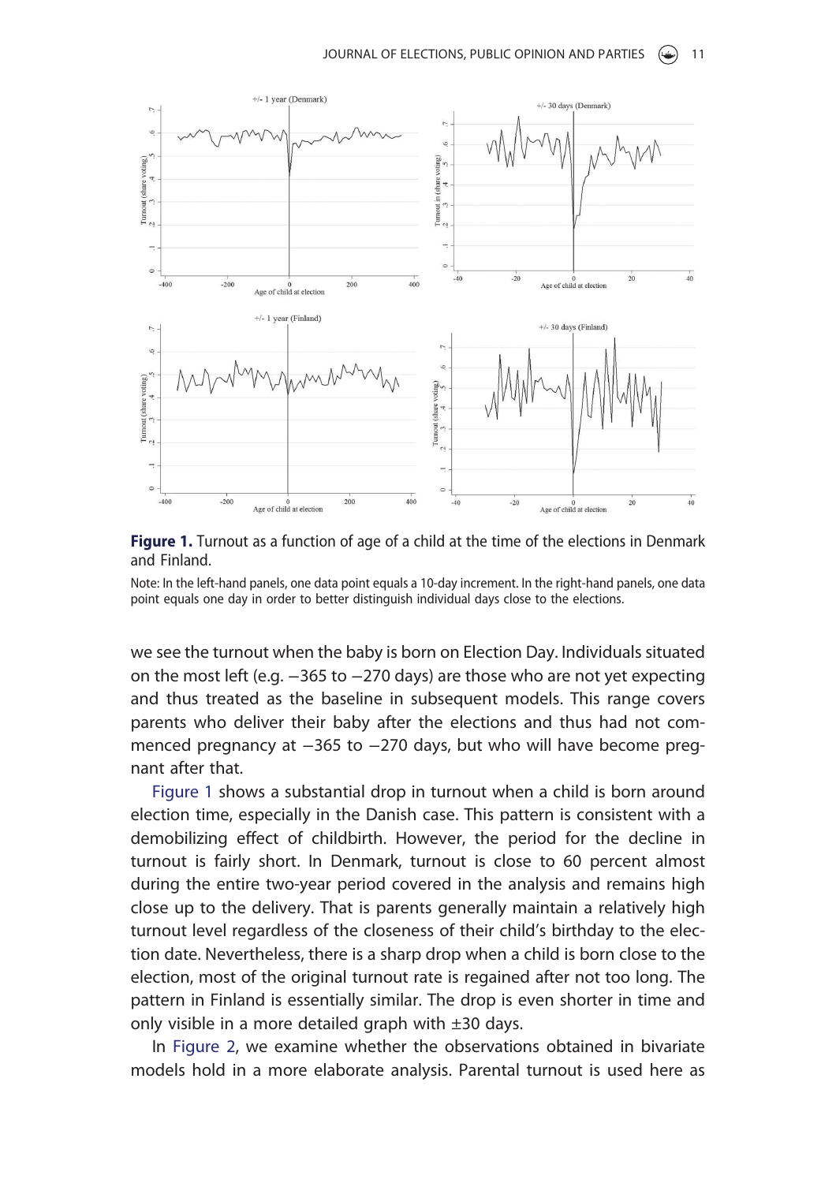**Figure 1.** Turnout as a function of age of a child at the time of the elections in Denmark and Finland.

Note: In the left-hand panels, one data point equals a 10-day increment. In the right-hand panels, one data point equals one day in order to better distinguish individual days close to the elections.

we see the turnout when the baby is born on Election Day. Individuals situated on the most left (e.g. −365 to −270 days) are those who are not yet expecting and thus treated as the baseline in subsequent models. This range covers parents who deliver their baby after the elections and thus had not commenced pregnancy at −365 to −270 days, but who will have become pregnant after that.

Figure 1 shows a substantial drop in turnout when a child is born around election time, especially in the Danish case. This pattern is consistent with a demobilizing effect of childbirth. However, the period for the decline in turnout is fairly short. In Denmark, turnout is close to 60 percent almost during the entire two-year period covered in the analysis and remains high close up to the delivery. That is parents generally maintain a relatively high turnout level regardless of the closeness of their child's birthday to the election date. Nevertheless, there is a sharp drop when a child is born close to the election, most of the original turnout rate is regained after not too long. The pattern in Finland is essentially similar. The drop is even shorter in time and only visible in a more detailed graph with ±30 days.

In Figure 2, we examine whether the observations obtained in bivariate models hold in a more elaborate analysis. Parental turnout is used here as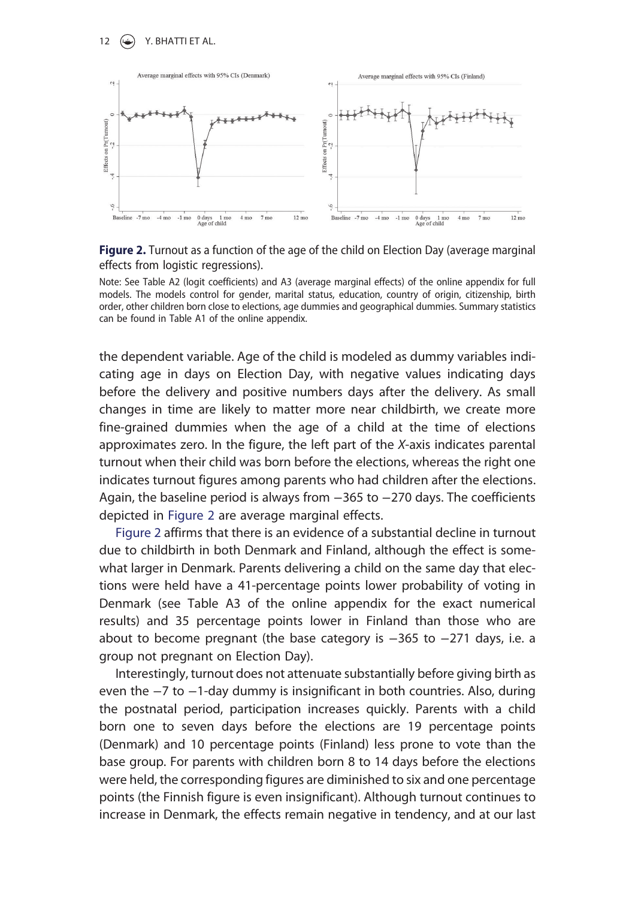**Figure 2.** Turnout as a function of the age of the child on Election Day (average marginal effects from logistic regressions).

Note: See Table A2 (logit coefficients) and A3 (average marginal effects) of the online appendix for full models. The models control for gender, marital status, education, country of origin, citizenship, birth order, other children born close to elections, age dummies and geographical dummies. Summary statistics can be found in Table A1 of the online appendix.

the dependent variable. Age of the child is modeled as dummy variables indicating age in days on Election Day, with negative values indicating days before the delivery and positive numbers days after the delivery. As small changes in time are likely to matter more near childbirth, we create more fine-grained dummies when the age of a child at the time of elections approximates zero. In the figure, the left part of the *X*-axis indicates parental turnout when their child was born before the elections, whereas the right one indicates turnout figures among parents who had children after the elections. Again, the baseline period is always from −365 to −270 days. The coefficients depicted in Figure 2 are average marginal effects.

Figure 2 affirms that there is an evidence of a substantial decline in turnout due to childbirth in both Denmark and Finland, although the effect is somewhat larger in Denmark. Parents delivering a child on the same day that elections were held have a 41-percentage points lower probability of voting in Denmark (see Table A3 of the online appendix for the exact numerical results) and 35 percentage points lower in Finland than those who are about to become pregnant (the base category is −365 to −271 days, i.e. a group not pregnant on Election Day).

Interestingly, turnout does not attenuate substantially before giving birth as even the −7 to −1-day dummy is insignificant in both countries. Also, during the postnatal period, participation increases quickly. Parents with a child born one to seven days before the elections are 19 percentage points (Denmark) and 10 percentage points (Finland) less prone to vote than the base group. For parents with children born 8 to 14 days before the elections were held, the corresponding figures are diminished to six and one percentage points (the Finnish figure is even insignificant). Although turnout continues to increase in Denmark, the effects remain negative in tendency, and at our last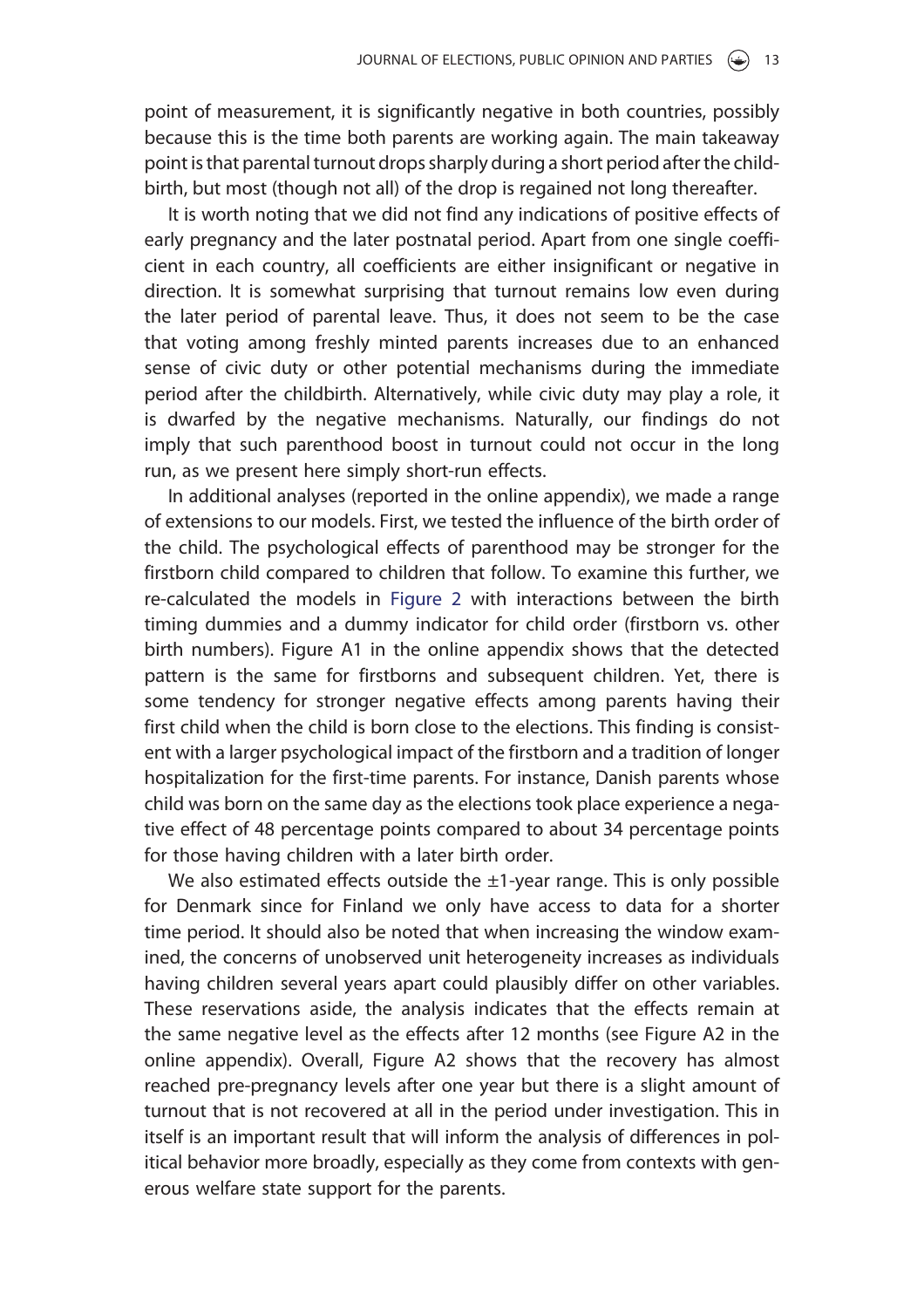point of measurement, it is significantly negative in both countries, possibly because this is the time both parents are working again. The main takeaway point is that parental turnout drops sharply during a short period after the childbirth, but most (though not all) of the drop is regained not long thereafter.

It is worth noting that we did not find any indications of positive effects of early pregnancy and the later postnatal period. Apart from one single coefficient in each country, all coefficients are either insignificant or negative in direction. It is somewhat surprising that turnout remains low even during the later period of parental leave. Thus, it does not seem to be the case that voting among freshly minted parents increases due to an enhanced sense of civic duty or other potential mechanisms during the immediate period after the childbirth. Alternatively, while civic duty may play a role, it is dwarfed by the negative mechanisms. Naturally, our findings do not imply that such parenthood boost in turnout could not occur in the long run, as we present here simply short-run effects.

In additional analyses (reported in the online appendix), we made a range of extensions to our models. First, we tested the influence of the birth order of the child. The psychological effects of parenthood may be stronger for the firstborn child compared to children that follow. To examine this further, we re-calculated the models in Figure 2 with interactions between the birth timing dummies and a dummy indicator for child order (firstborn vs. other birth numbers). Figure A1 in the online appendix shows that the detected pattern is the same for firstborns and subsequent children. Yet, there is some tendency for stronger negative effects among parents having their first child when the child is born close to the elections. This finding is consistent with a larger psychological impact of the firstborn and a tradition of longer hospitalization for the first-time parents. For instance, Danish parents whose child was born on the same day as the elections took place experience a negative effect of 48 percentage points compared to about 34 percentage points for those having children with a later birth order.

We also estimated effects outside the ±1-year range. This is only possible for Denmark since for Finland we only have access to data for a shorter time period. It should also be noted that when increasing the window examined, the concerns of unobserved unit heterogeneity increases as individuals having children several years apart could plausibly differ on other variables. These reservations aside, the analysis indicates that the effects remain at the same negative level as the effects after 12 months (see Figure A2 in the online appendix). Overall, Figure A2 shows that the recovery has almost reached pre-pregnancy levels after one year but there is a slight amount of turnout that is not recovered at all in the period under investigation. This in itself is an important result that will inform the analysis of differences in political behavior more broadly, especially as they come from contexts with generous welfare state support for the parents.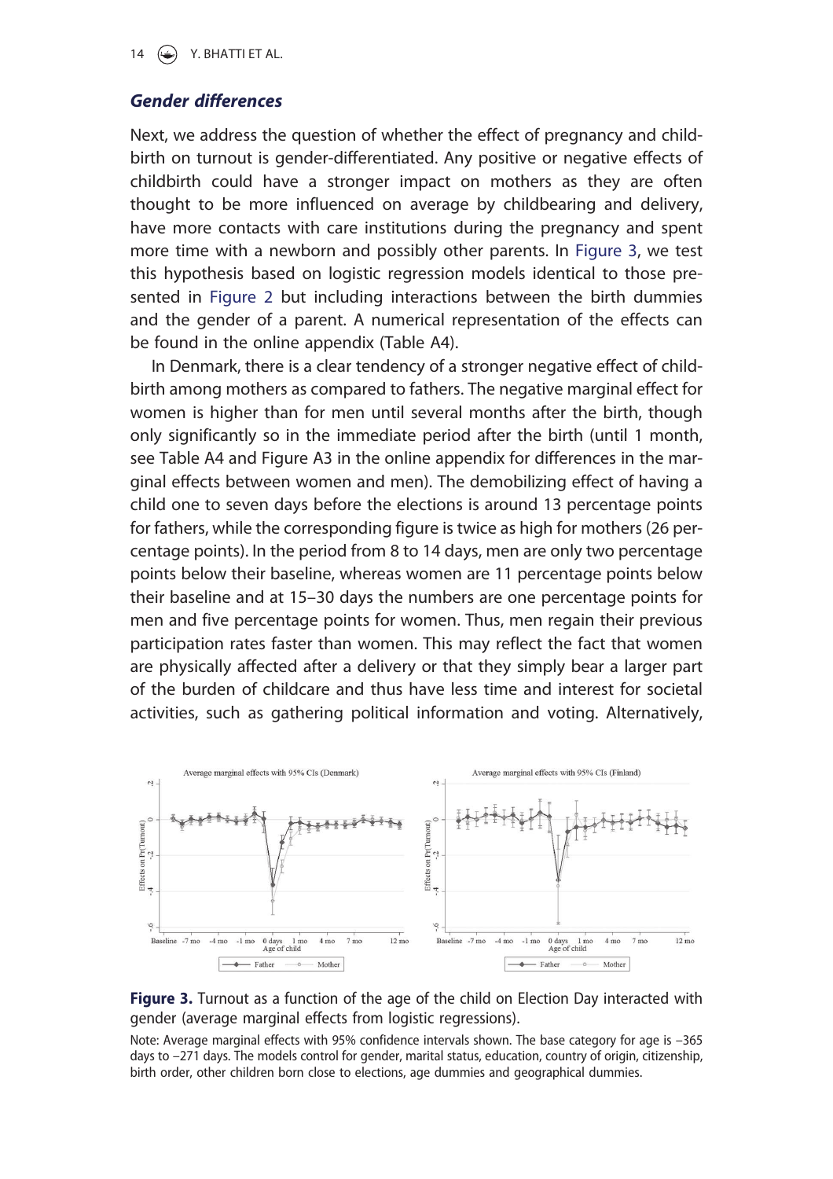### *Gender differences*

Next, we address the question of whether the effect of pregnancy and childbirth on turnout is gender-differentiated. Any positive or negative effects of childbirth could have a stronger impact on mothers as they are often thought to be more influenced on average by childbearing and delivery, have more contacts with care institutions during the pregnancy and spent more time with a newborn and possibly other parents. In Figure 3, we test this hypothesis based on logistic regression models identical to those presented in Figure 2 but including interactions between the birth dummies and the gender of a parent. A numerical representation of the effects can be found in the online appendix (Table A4).

In Denmark, there is a clear tendency of a stronger negative effect of childbirth among mothers as compared to fathers. The negative marginal effect for women is higher than for men until several months after the birth, though only significantly so in the immediate period after the birth (until 1 month, see Table A4 and Figure A3 in the online appendix for differences in the marginal effects between women and men). The demobilizing effect of having a child one to seven days before the elections is around 13 percentage points for fathers, while the corresponding figure is twice as high for mothers (26 percentage points). In the period from 8 to 14 days, men are only two percentage points below their baseline, whereas women are 11 percentage points below their baseline and at 15–30 days the numbers are one percentage points for men and five percentage points for women. Thus, men regain their previous participation rates faster than women. This may reflect the fact that women are physically affected after a delivery or that they simply bear a larger part of the burden of childcare and thus have less time and interest for societal activities, such as gathering political information and voting. Alternatively,

**Figure 3.** Turnout as a function of the age of the child on Election Day interacted with gender (average marginal effects from logistic regressions).

Note: Average marginal effects with 95% confidence intervals shown. The base category for age is −365 days to −271 days. The models control for gender, marital status, education, country of origin, citizenship, birth order, other children born close to elections, age dummies and geographical dummies.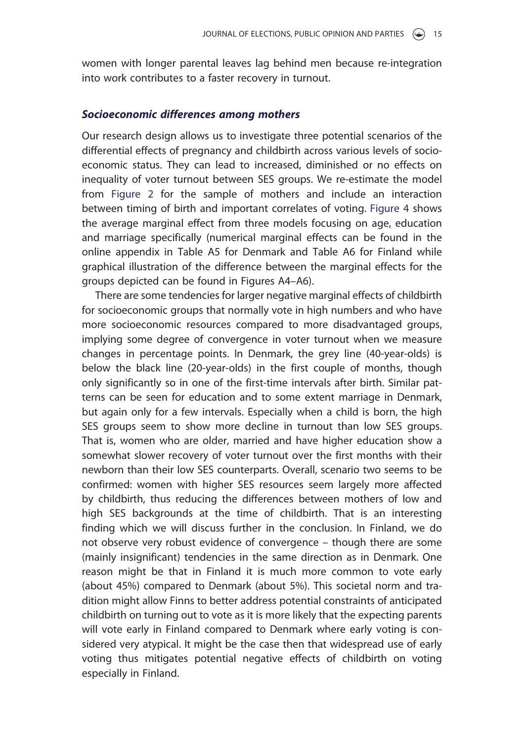women with longer parental leaves lag behind men because re-integration into work contributes to a faster recovery in turnout.

### *Socioeconomic differences among mothers*

Our research design allows us to investigate three potential scenarios of the differential effects of pregnancy and childbirth across various levels of socioeconomic status. They can lead to increased, diminished or no effects on inequality of voter turnout between SES groups. We re-estimate the model from Figure 2 for the sample of mothers and include an interaction between timing of birth and important correlates of voting. Figure 4 shows the average marginal effect from three models focusing on age, education and marriage specifically (numerical marginal effects can be found in the online appendix in Table A5 for Denmark and Table A6 for Finland while graphical illustration of the difference between the marginal effects for the groups depicted can be found in Figures A4–A6).

There are some tendencies for larger negative marginal effects of childbirth for socioeconomic groups that normally vote in high numbers and who have more socioeconomic resources compared to more disadvantaged groups, implying some degree of convergence in voter turnout when we measure changes in percentage points. In Denmark, the grey line (40-year-olds) is below the black line (20-year-olds) in the first couple of months, though only significantly so in one of the first-time intervals after birth. Similar patterns can be seen for education and to some extent marriage in Denmark, but again only for a few intervals. Especially when a child is born, the high SES groups seem to show more decline in turnout than low SES groups. That is, women who are older, married and have higher education show a somewhat slower recovery of voter turnout over the first months with their newborn than their low SES counterparts. Overall, scenario two seems to be confirmed: women with higher SES resources seem largely more affected by childbirth, thus reducing the differences between mothers of low and high SES backgrounds at the time of childbirth. That is an interesting finding which we will discuss further in the conclusion. In Finland, we do not observe very robust evidence of convergence – though there are some (mainly insignificant) tendencies in the same direction as in Denmark. One reason might be that in Finland it is much more common to vote early (about 45%) compared to Denmark (about 5%). This societal norm and tradition might allow Finns to better address potential constraints of anticipated childbirth on turning out to vote as it is more likely that the expecting parents will vote early in Finland compared to Denmark where early voting is considered very atypical. It might be the case then that widespread use of early voting thus mitigates potential negative effects of childbirth on voting especially in Finland.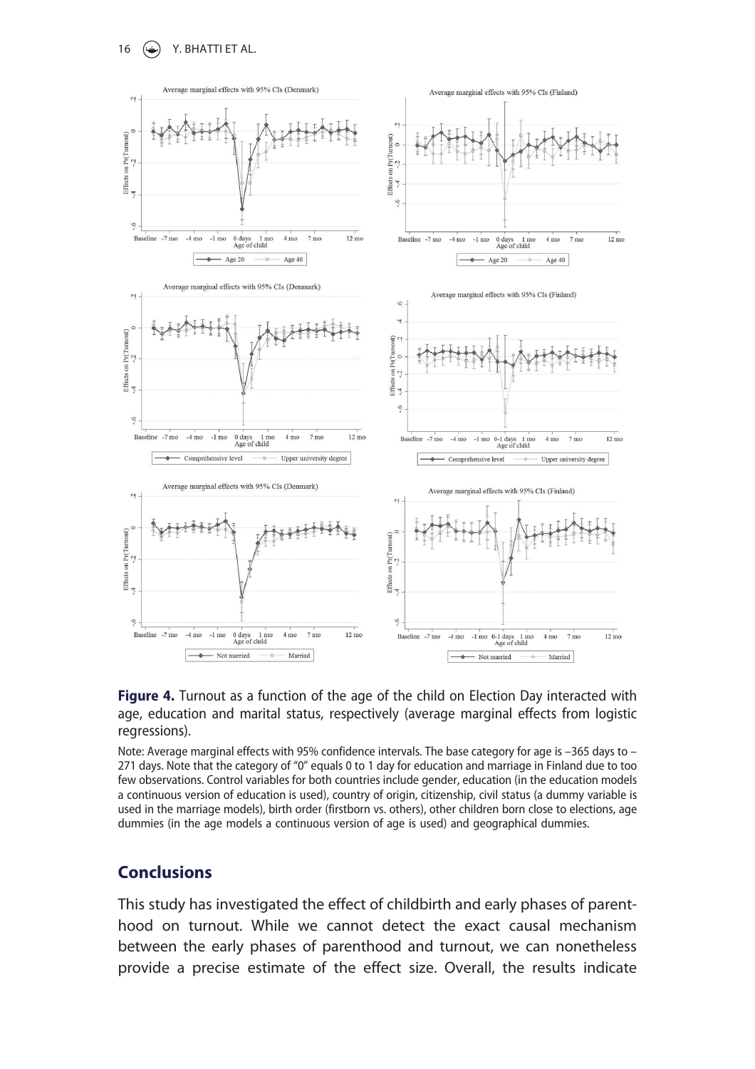**Figure 4.** Turnout as a function of the age of the child on Election Day interacted with age, education and marital status, respectively (average marginal effects from logistic regressions).

Note: Average marginal effects with 95% confidence intervals. The base category for age is −365 days to −271 days. Note that the category of "0" equals 0 to 1 day for education and marriage in Finland due to too few observations. Control variables for both countries include gender, education (in the education models a continuous version of education is used), country of origin, citizenship, civil status (a dummy variable is used in the marriage models), birth order (firstborn vs. others), other children born close to elections, age dummies (in the age models a continuous version of age is used) and geographical dummies.

## Conclusions

This study has investigated the effect of childbirth and early phases of parenthood on turnout. While we cannot detect the exact causal mechanism between the early phases of parenthood and turnout, we can nonetheless provide a precise estimate of the effect size. Overall, the results indicate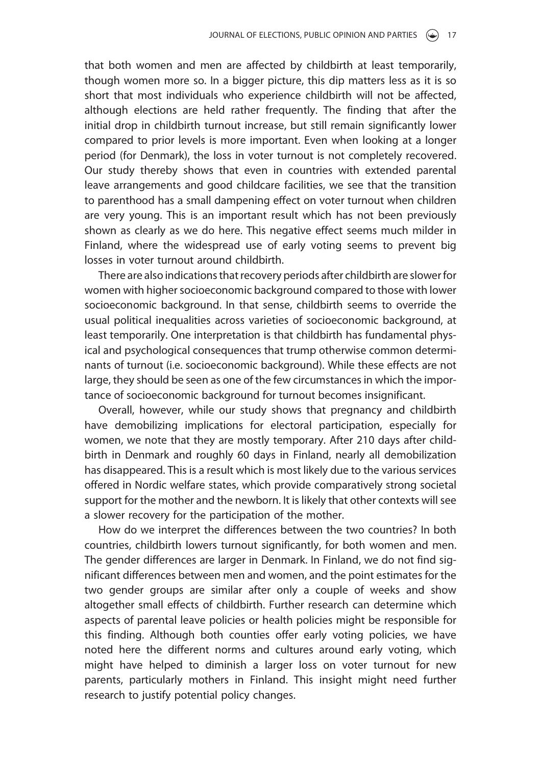that both women and men are affected by childbirth at least temporarily, though women more so. In a bigger picture, this dip matters less as it is so short that most individuals who experience childbirth will not be affected, although elections are held rather frequently. The finding that after the initial drop in childbirth turnout increase, but still remain significantly lower compared to prior levels is more important. Even when looking at a longer period (for Denmark), the loss in voter turnout is not completely recovered. Our study thereby shows that even in countries with extended parental leave arrangements and good childcare facilities, we see that the transition to parenthood has a small dampening effect on voter turnout when children are very young. This is an important result which has not been previously shown as clearly as we do here. This negative effect seems much milder in Finland, where the widespread use of early voting seems to prevent big losses in voter turnout around childbirth.

There are also indications that recovery periods after childbirth are slower for women with higher socioeconomic background compared to those with lower socioeconomic background. In that sense, childbirth seems to override the usual political inequalities across varieties of socioeconomic background, at least temporarily. One interpretation is that childbirth has fundamental physical and psychological consequences that trump otherwise common determinants of turnout (i.e. socioeconomic background). While these effects are not large, they should be seen as one of the few circumstances in which the importance of socioeconomic background for turnout becomes insignificant.

Overall, however, while our study shows that pregnancy and childbirth have demobilizing implications for electoral participation, especially for women, we note that they are mostly temporary. After 210 days after childbirth in Denmark and roughly 60 days in Finland, nearly all demobilization has disappeared. This is a result which is most likely due to the various services offered in Nordic welfare states, which provide comparatively strong societal support for the mother and the newborn. It is likely that other contexts will see a slower recovery for the participation of the mother.

How do we interpret the differences between the two countries? In both countries, childbirth lowers turnout significantly, for both women and men. The gender differences are larger in Denmark. In Finland, we do not find significant differences between men and women, and the point estimates for the two gender groups are similar after only a couple of weeks and show altogether small effects of childbirth. Further research can determine which aspects of parental leave policies or health policies might be responsible for this finding. Although both counties offer early voting policies, we have noted here the different norms and cultures around early voting, which might have helped to diminish a larger loss on voter turnout for new parents, particularly mothers in Finland. This insight might need further research to justify potential policy changes.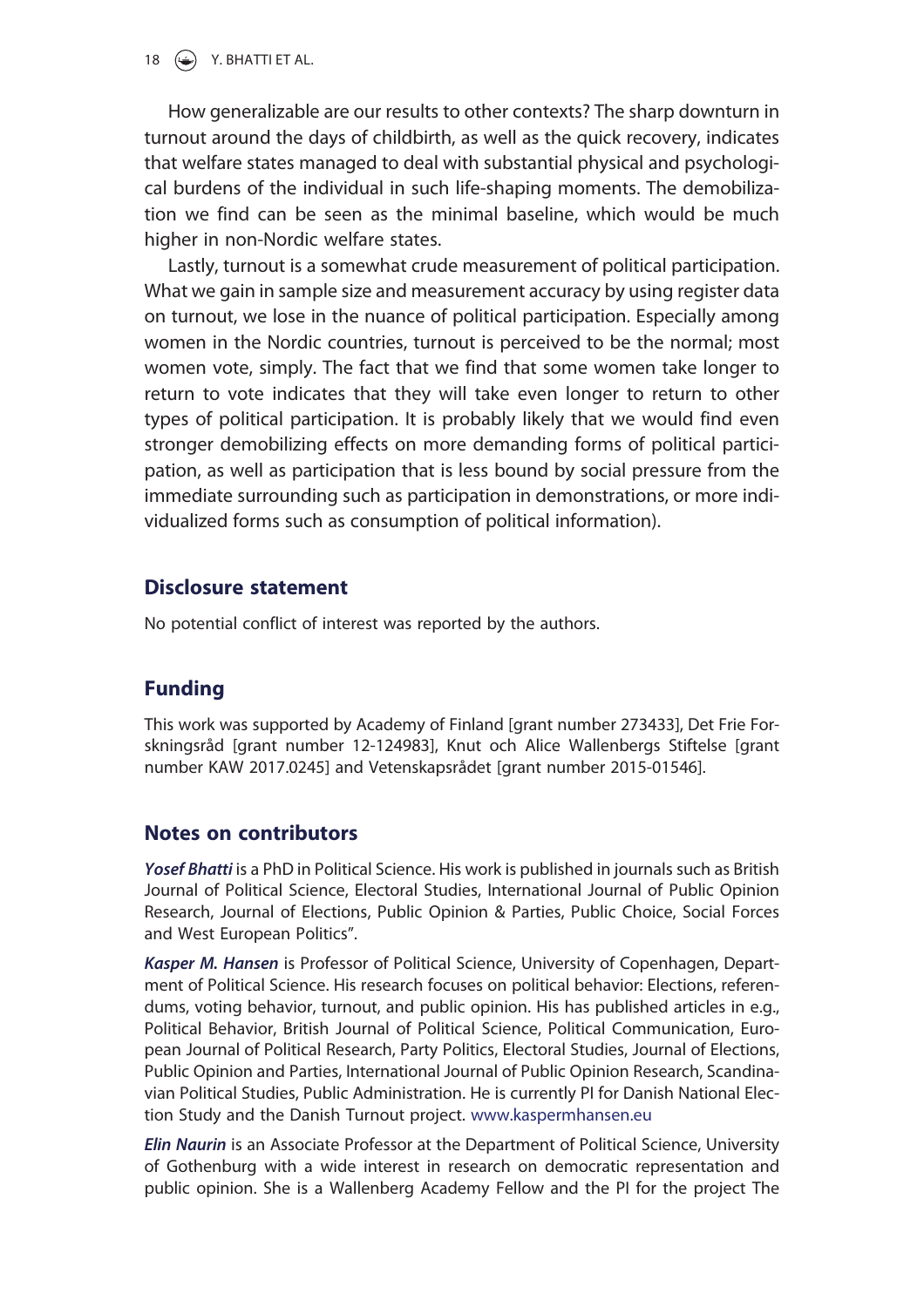How generalizable are our results to other contexts? The sharp downturn in turnout around the days of childbirth, as well as the quick recovery, indicates that welfare states managed to deal with substantial physical and psychological burdens of the individual in such life-shaping moments. The demobilization we find can be seen as the minimal baseline, which would be much higher in non-Nordic welfare states.

Lastly, turnout is a somewhat crude measurement of political participation. What we gain in sample size and measurement accuracy by using register data on turnout, we lose in the nuance of political participation. Especially among women in the Nordic countries, turnout is perceived to be the normal; most women vote, simply. The fact that we find that some women take longer to return to vote indicates that they will take even longer to return to other types of political participation. It is probably likely that we would find even stronger demobilizing effects on more demanding forms of political participation, as well as participation that is less bound by social pressure from the immediate surrounding such as participation in demonstrations, or more individualized forms such as consumption of political information).

## Disclosure statement

No potential conflict of interest was reported by the authors.

## Funding

This work was supported by Academy of Finland [grant number 273433], Det Frie Forskningsråd [grant number 12-124983], Knut och Alice Wallenbergs Stiftelse [grant number KAW 2017.0245] and Vetenskapsrådet [grant number 2015-01546].

## Notes on contributors

***Yosef Bhatti*** is a PhD in Political Science. His work is published in journals such as British Journal of Political Science, Electoral Studies, International Journal of Public Opinion Research, Journal of Elections, Public Opinion & Parties, Public Choice, Social Forces and West European Politics".

***Kasper M. Hansen*** is Professor of Political Science, University of Copenhagen, Department of Political Science. His research focuses on political behavior: Elections, referendums, voting behavior, turnout, and public opinion. His has published articles in e.g., Political Behavior, British Journal of Political Science, Political Communication, European Journal of Political Research, Party Politics, Electoral Studies, Journal of Elections, Public Opinion and Parties, International Journal of Public Opinion Research, Scandinavian Political Studies, Public Administration. He is currently PI for Danish National Election Study and the Danish Turnout project. www.kaspermhansen.eu

***Elin Naurin*** is an Associate Professor at the Department of Political Science, University of Gothenburg with a wide interest in research on democratic representation and public opinion. She is a Wallenberg Academy Fellow and the PI for the project The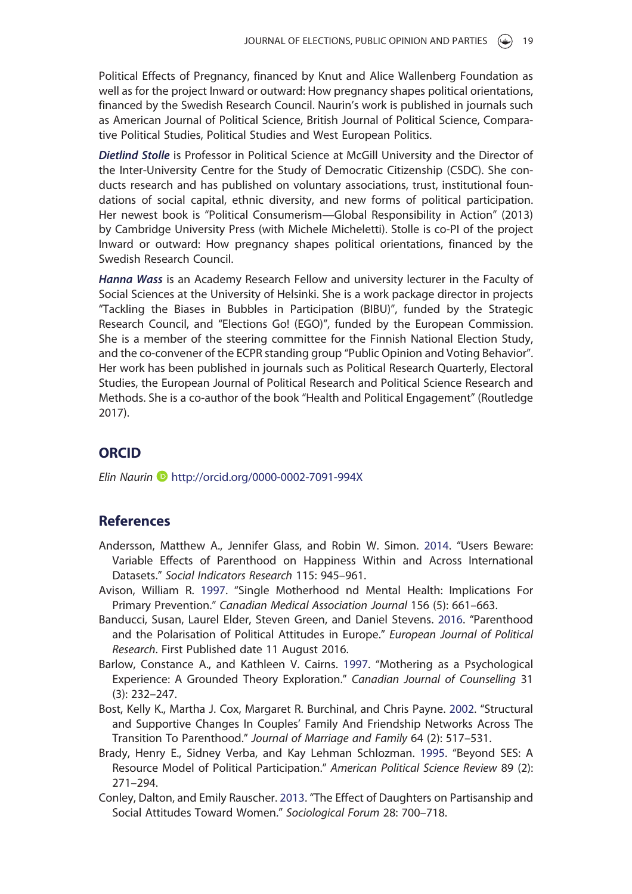Political Effects of Pregnancy, financed by Knut and Alice Wallenberg Foundation as well as for the project Inward or outward: How pregnancy shapes political orientations, financed by the Swedish Research Council. Naurin's work is published in journals such as American Journal of Political Science, British Journal of Political Science, Comparative Political Studies, Political Studies and West European Politics.

***Dietlind Stolle*** is Professor in Political Science at McGill University and the Director of the Inter-University Centre for the Study of Democratic Citizenship (CSDC). She conducts research and has published on voluntary associations, trust, institutional foundations of social capital, ethnic diversity, and new forms of political participation. Her newest book is "Political Consumerism—Global Responsibility in Action" (2013) by Cambridge University Press (with Michele Micheletti). Stolle is co-PI of the project Inward or outward: How pregnancy shapes political orientations, financed by the Swedish Research Council.

***Hanna Wass*** is an Academy Research Fellow and university lecturer in the Faculty of Social Sciences at the University of Helsinki. She is a work package director in projects "Tackling the Biases in Bubbles in Participation (BIBU)", funded by the Strategic Research Council, and "Elections Go! (EGO)", funded by the European Commission. She is a member of the steering committee for the Finnish National Election Study, and the co-convener of the ECPR standing group "Public Opinion and Voting Behavior". Her work has been published in journals such as Political Research Quarterly, Electoral Studies, the European Journal of Political Research and Political Science Research and Methods. She is a co-author of the book "Health and Political Engagement" (Routledge 2017).

## ORCID

*Elin Naurin* http://orcid.org/0000-0002-7091-994X

## References

Andersson, Matthew A., Jennifer Glass, and Robin W. Simon. 2014. "Users Beware: Variable Effects of Parenthood on Happiness Within and Across International Datasets." *Social Indicators Research* 115: 945–961.

Avison, William R. 1997. "Single Motherhood nd Mental Health: Implications For Primary Prevention." *Canadian Medical Association Journal* 156 (5): 661–663.

Banducci, Susan, Laurel Elder, Steven Green, and Daniel Stevens. 2016. "Parenthood and the Polarisation of Political Attitudes in Europe." *European Journal of Political Research*. First Published date 11 August 2016.

Barlow, Constance A., and Kathleen V. Cairns. 1997. "Mothering as a Psychological Experience: A Grounded Theory Exploration." *Canadian Journal of Counselling* 31 (3): 232–247.

Bost, Kelly K., Martha J. Cox, Margaret R. Burchinal, and Chris Payne. 2002. "Structural and Supportive Changes In Couples' Family And Friendship Networks Across The Transition To Parenthood." *Journal of Marriage and Family* 64 (2): 517–531.

Brady, Henry E., Sidney Verba, and Kay Lehman Schlozman. 1995. "Beyond SES: A Resource Model of Political Participation." *American Political Science Review* 89 (2): 271–294.

Conley, Dalton, and Emily Rauscher. 2013. "The Effect of Daughters on Partisanship and Social Attitudes Toward Women." *Sociological Forum* 28: 700–718.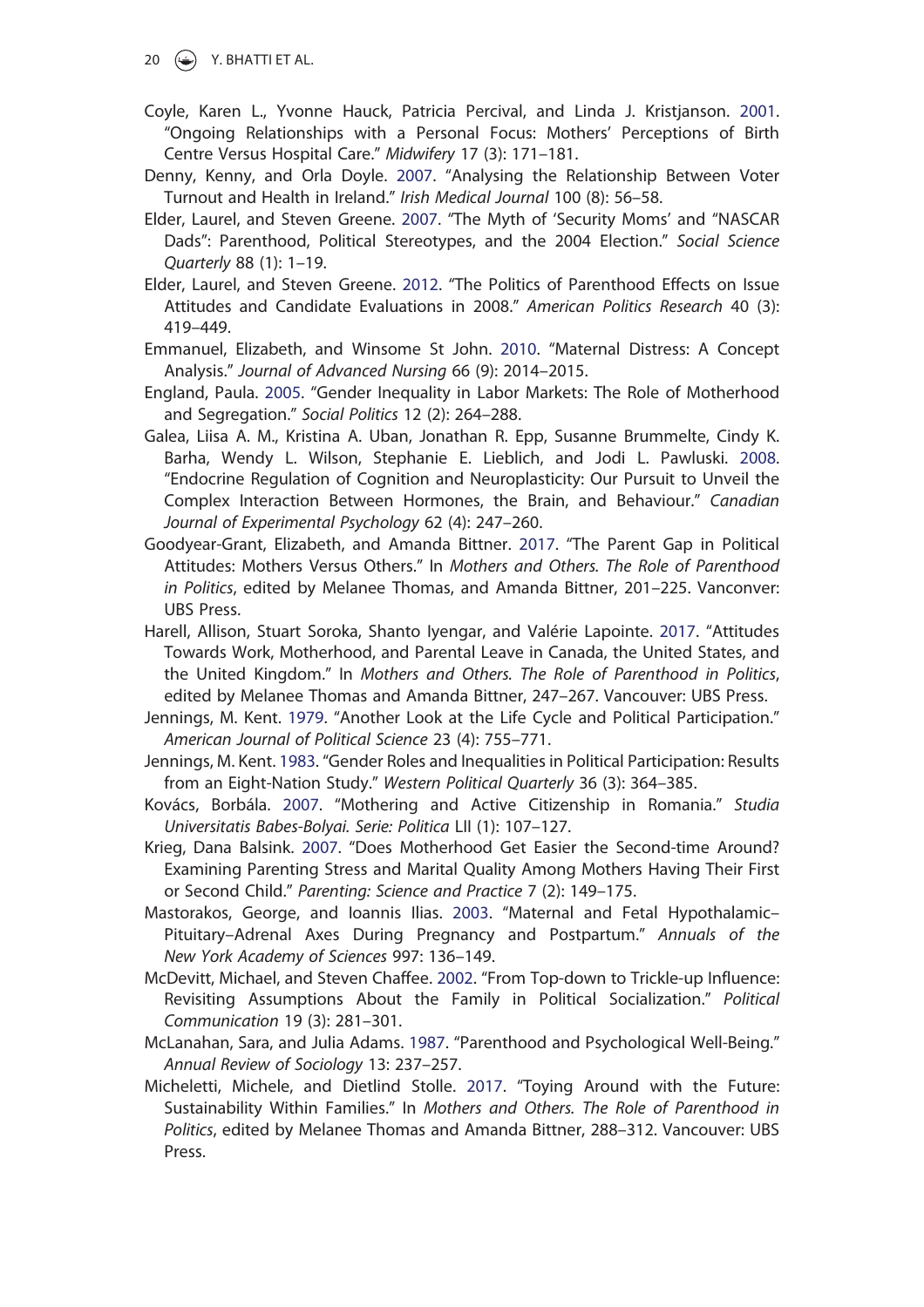Coyle, Karen L., Yvonne Hauck, Patricia Percival, and Linda J. Kristjanson. 2001. "Ongoing Relationships with a Personal Focus: Mothers' Perceptions of Birth Centre Versus Hospital Care." *Midwifery* 17 (3): 171–181.

Denny, Kenny, and Orla Doyle. 2007. "Analysing the Relationship Between Voter Turnout and Health in Ireland." *Irish Medical Journal* 100 (8): 56–58.

Elder, Laurel, and Steven Greene. 2007. "The Myth of 'Security Moms' and "NASCAR Dads": Parenthood, Political Stereotypes, and the 2004 Election." *Social Science Quarterly* 88 (1): 1–19.

Elder, Laurel, and Steven Greene. 2012. "The Politics of Parenthood Effects on Issue Attitudes and Candidate Evaluations in 2008." *American Politics Research* 40 (3): 419–449.

Emmanuel, Elizabeth, and Winsome St John. 2010. "Maternal Distress: A Concept Analysis." *Journal of Advanced Nursing* 66 (9): 2014–2015.

England, Paula. 2005. "Gender Inequality in Labor Markets: The Role of Motherhood and Segregation." *Social Politics* 12 (2): 264–288.

Galea, Liisa A. M., Kristina A. Uban, Jonathan R. Epp, Susanne Brummelte, Cindy K. Barha, Wendy L. Wilson, Stephanie E. Lieblich, and Jodi L. Pawluski. 2008. "Endocrine Regulation of Cognition and Neuroplasticity: Our Pursuit to Unveil the Complex Interaction Between Hormones, the Brain, and Behaviour." *Canadian Journal of Experimental Psychology* 62 (4): 247–260.

Goodyear-Grant, Elizabeth, and Amanda Bittner. 2017. "The Parent Gap in Political Attitudes: Mothers Versus Others." In *Mothers and Others. The Role of Parenthood in Politics*, edited by Melanee Thomas, and Amanda Bittner, 201–225. Vanconver: UBS Press.

Harell, Allison, Stuart Soroka, Shanto Iyengar, and Valérie Lapointe. 2017. "Attitudes Towards Work, Motherhood, and Parental Leave in Canada, the United States, and the United Kingdom." In *Mothers and Others. The Role of Parenthood in Politics*, edited by Melanee Thomas and Amanda Bittner, 247–267. Vancouver: UBS Press.

Jennings, M. Kent. 1979. "Another Look at the Life Cycle and Political Participation." *American Journal of Political Science* 23 (4): 755–771.

Jennings, M. Kent. 1983. "Gender Roles and Inequalities in Political Participation: Results from an Eight-Nation Study." *Western Political Quarterly* 36 (3): 364–385.

Kovács, Borbála. 2007. "Mothering and Active Citizenship in Romania." *Studia Universitatis Babes-Bolyai. Serie: Politica* LII (1): 107–127.

Krieg, Dana Balsink. 2007. "Does Motherhood Get Easier the Second-time Around? Examining Parenting Stress and Marital Quality Among Mothers Having Their First or Second Child." *Parenting: Science and Practice* 7 (2): 149–175.

Mastorakos, George, and Ioannis Ilias. 2003. "Maternal and Fetal Hypothalamic–Pituitary–Adrenal Axes During Pregnancy and Postpartum." *Annuals of the New York Academy of Sciences* 997: 136–149.

McDevitt, Michael, and Steven Chaffee. 2002. "From Top-down to Trickle-up Influence: Revisiting Assumptions About the Family in Political Socialization." *Political Communication* 19 (3): 281–301.

McLanahan, Sara, and Julia Adams. 1987. "Parenthood and Psychological Well-Being." *Annual Review of Sociology* 13: 237–257.

Micheletti, Michele, and Dietlind Stolle. 2017. "Toying Around with the Future: Sustainability Within Families." In *Mothers and Others. The Role of Parenthood in Politics*, edited by Melanee Thomas and Amanda Bittner, 288–312. Vancouver: UBS Press.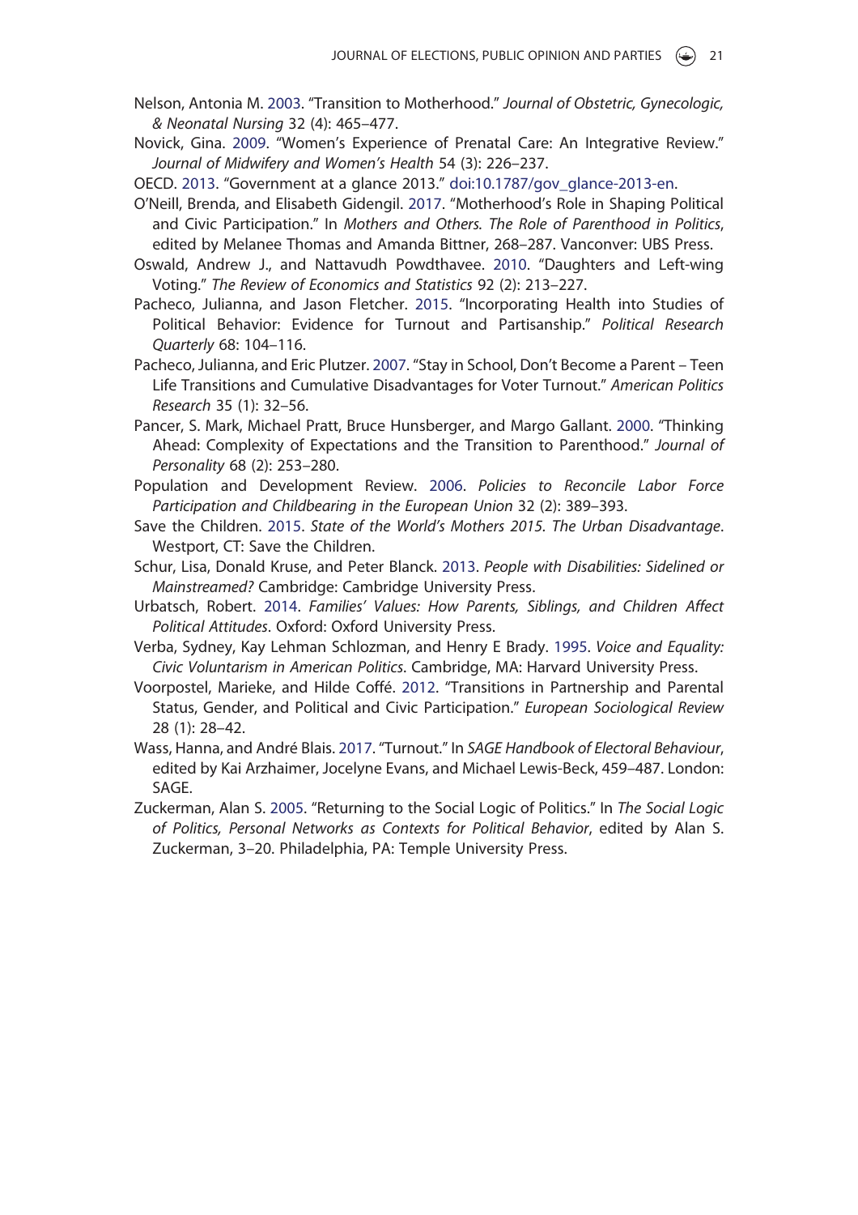Nelson, Antonia M. 2003. "Transition to Motherhood." *Journal of Obstetric, Gynecologic, & Neonatal Nursing* 32 (4): 465–477.

Novick, Gina. 2009. "Women's Experience of Prenatal Care: An Integrative Review." *Journal of Midwifery and Women's Health* 54 (3): 226–237.

OECD. 2013. "Government at a glance 2013." doi:10.1787/gov_glance-2013-en.

O'Neill, Brenda, and Elisabeth Gidengil. 2017. "Motherhood's Role in Shaping Political and Civic Participation." In *Mothers and Others. The Role of Parenthood in Politics*, edited by Melanee Thomas and Amanda Bittner, 268–287. Vanconver: UBS Press.

Oswald, Andrew J., and Nattavudh Powdthavee. 2010. "Daughters and Left-wing Voting." *The Review of Economics and Statistics* 92 (2): 213–227.

Pacheco, Julianna, and Jason Fletcher. 2015. "Incorporating Health into Studies of Political Behavior: Evidence for Turnout and Partisanship." *Political Research Quarterly* 68: 104–116.

Pacheco, Julianna, and Eric Plutzer. 2007. "Stay in School, Don't Become a Parent – Teen Life Transitions and Cumulative Disadvantages for Voter Turnout." *American Politics Research* 35 (1): 32–56.

Pancer, S. Mark, Michael Pratt, Bruce Hunsberger, and Margo Gallant. 2000. "Thinking Ahead: Complexity of Expectations and the Transition to Parenthood." *Journal of Personality* 68 (2): 253–280.

Population and Development Review. 2006. *Policies to Reconcile Labor Force Participation and Childbearing in the European Union* 32 (2): 389–393.

Save the Children. 2015. *State of the World's Mothers 2015. The Urban Disadvantage*. Westport, CT: Save the Children.

Schur, Lisa, Donald Kruse, and Peter Blanck. 2013. *People with Disabilities: Sidelined or Mainstreamed?* Cambridge: Cambridge University Press.

Urbatsch, Robert. 2014. *Families' Values: How Parents, Siblings, and Children Affect Political Attitudes*. Oxford: Oxford University Press.

Verba, Sydney, Kay Lehman Schlozman, and Henry E Brady. 1995. *Voice and Equality: Civic Voluntarism in American Politics*. Cambridge, MA: Harvard University Press.

Voorpostel, Marieke, and Hilde Coffé. 2012. "Transitions in Partnership and Parental Status, Gender, and Political and Civic Participation." *European Sociological Review* 28 (1): 28–42.

Wass, Hanna, and André Blais. 2017. "Turnout." In *SAGE Handbook of Electoral Behaviour*, edited by Kai Arzhaimer, Jocelyne Evans, and Michael Lewis-Beck, 459–487. London: SAGE.

Zuckerman, Alan S. 2005. "Returning to the Social Logic of Politics." In *The Social Logic of Politics, Personal Networks as Contexts for Political Behavior*, edited by Alan S. Zuckerman, 3–20. Philadelphia, PA: Temple University Press.